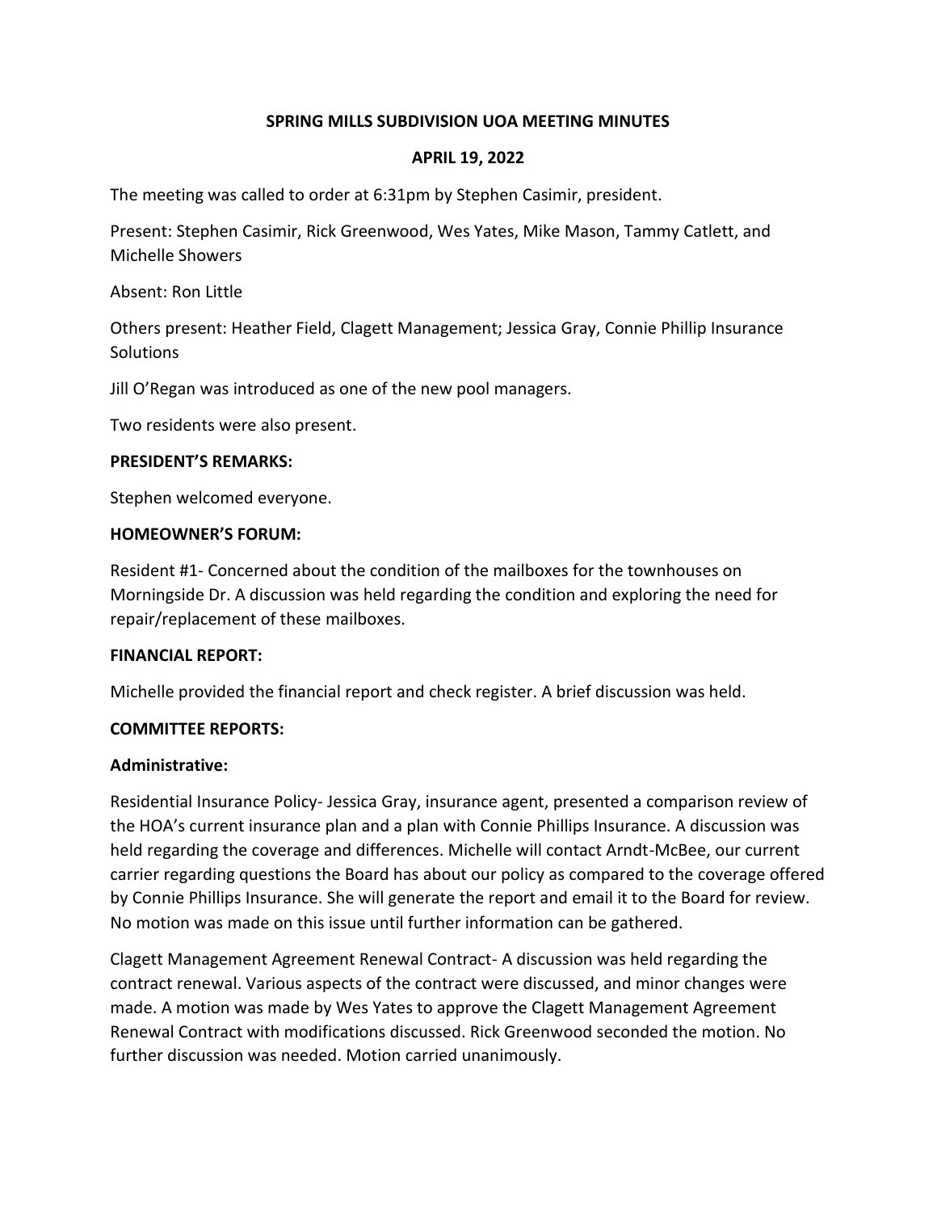# SPRING MILLS SUBDIVISION UOA MEETING MINUTES

## APRIL 19, 2022

The meeting was called to order at 6:31pm by Stephen Casimir, president.

Present: Stephen Casimir, Rick Greenwood, Wes Yates, Mike Mason, Tammy Catlett, and Michelle Showers

Absent: Ron Little

Others present: Heather Field, Clagett Management; Jessica Gray, Connie Phillip Insurance Solutions

Jill O'Regan was introduced as one of the new pool managers.

Two residents were also present.

**PRESIDENT'S REMARKS:**

Stephen welcomed everyone.

**HOMEOWNER'S FORUM:**

Resident #1- Concerned about the condition of the mailboxes for the townhouses on Morningside Dr. A discussion was held regarding the condition and exploring the need for repair/replacement of these mailboxes.

**FINANCIAL REPORT:**

Michelle provided the financial report and check register. A brief discussion was held.

**COMMITTEE REPORTS:**

**Administrative:**

Residential Insurance Policy- Jessica Gray, insurance agent, presented a comparison review of the HOA's current insurance plan and a plan with Connie Phillips Insurance. A discussion was held regarding the coverage and differences. Michelle will contact Arndt-McBee, our current carrier regarding questions the Board has about our policy as compared to the coverage offered by Connie Phillips Insurance. She will generate the report and email it to the Board for review. No motion was made on this issue until further information can be gathered.

Clagett Management Agreement Renewal Contract- A discussion was held regarding the contract renewal. Various aspects of the contract were discussed, and minor changes were made. A motion was made by Wes Yates to approve the Clagett Management Agreement Renewal Contract with modifications discussed. Rick Greenwood seconded the motion. No further discussion was needed. Motion carried unanimously.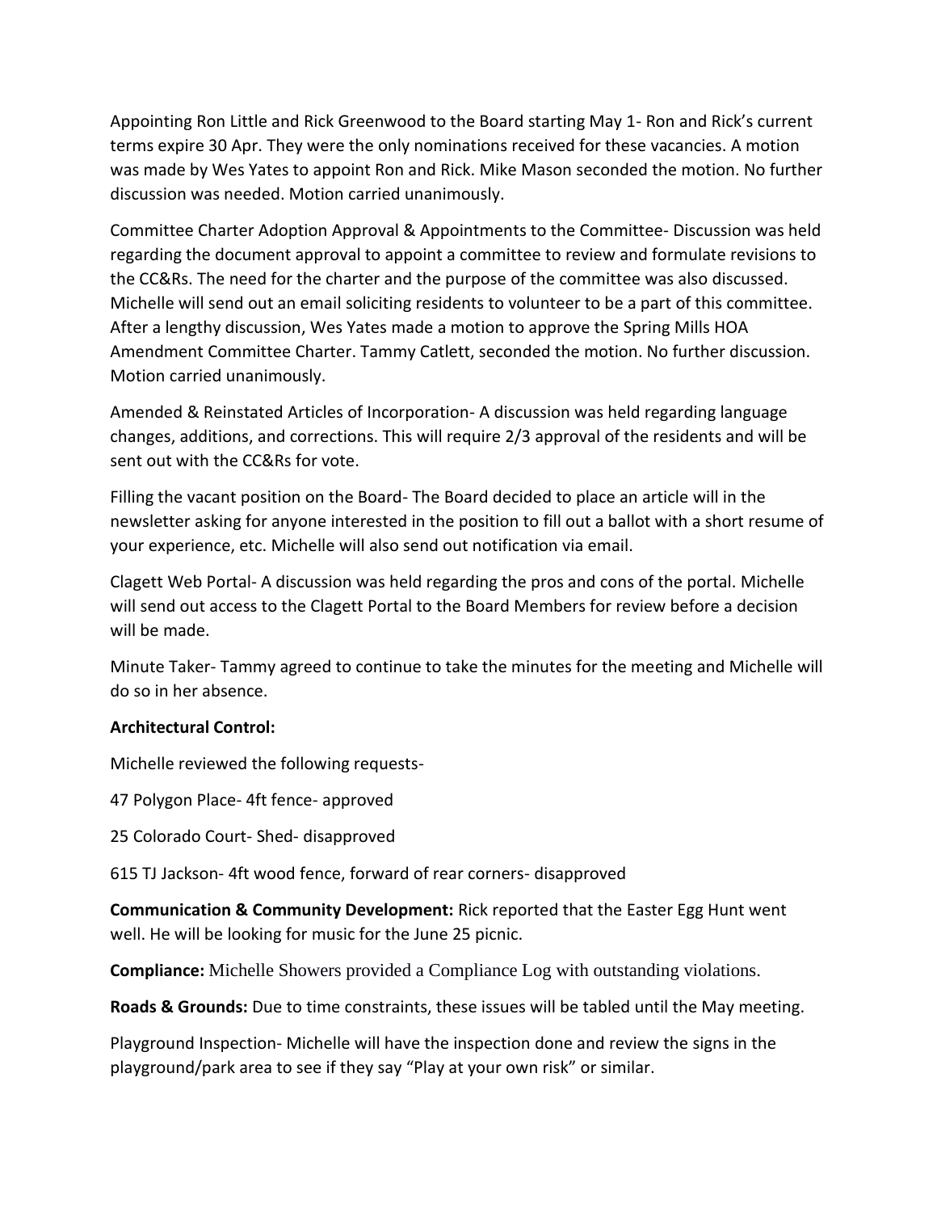Appointing Ron Little and Rick Greenwood to the Board starting May 1- Ron and Rick's current terms expire 30 Apr. They were the only nominations received for these vacancies. A motion was made by Wes Yates to appoint Ron and Rick. Mike Mason seconded the motion. No further discussion was needed. Motion carried unanimously.

Committee Charter Adoption Approval & Appointments to the Committee- Discussion was held regarding the document approval to appoint a committee to review and formulate revisions to the CC&Rs. The need for the charter and the purpose of the committee was also discussed. Michelle will send out an email soliciting residents to volunteer to be a part of this committee. After a lengthy discussion, Wes Yates made a motion to approve the Spring Mills HOA Amendment Committee Charter. Tammy Catlett, seconded the motion. No further discussion. Motion carried unanimously.

Amended & Reinstated Articles of Incorporation- A discussion was held regarding language changes, additions, and corrections. This will require 2/3 approval of the residents and will be sent out with the CC&Rs for vote.

Filling the vacant position on the Board- The Board decided to place an article will in the newsletter asking for anyone interested in the position to fill out a ballot with a short resume of your experience, etc. Michelle will also send out notification via email.

Clagett Web Portal- A discussion was held regarding the pros and cons of the portal. Michelle will send out access to the Clagett Portal to the Board Members for review before a decision will be made.

Minute Taker- Tammy agreed to continue to take the minutes for the meeting and Michelle will do so in her absence.

**Architectural Control:**

Michelle reviewed the following requests-

47 Polygon Place- 4ft fence- approved

25 Colorado Court- Shed- disapproved

615 TJ Jackson- 4ft wood fence, forward of rear corners- disapproved

**Communication & Community Development:** Rick reported that the Easter Egg Hunt went well. He will be looking for music for the June 25 picnic.

**Compliance:** Michelle Showers provided a Compliance Log with outstanding violations.

**Roads & Grounds:** Due to time constraints, these issues will be tabled until the May meeting.

Playground Inspection- Michelle will have the inspection done and review the signs in the playground/park area to see if they say "Play at your own risk" or similar.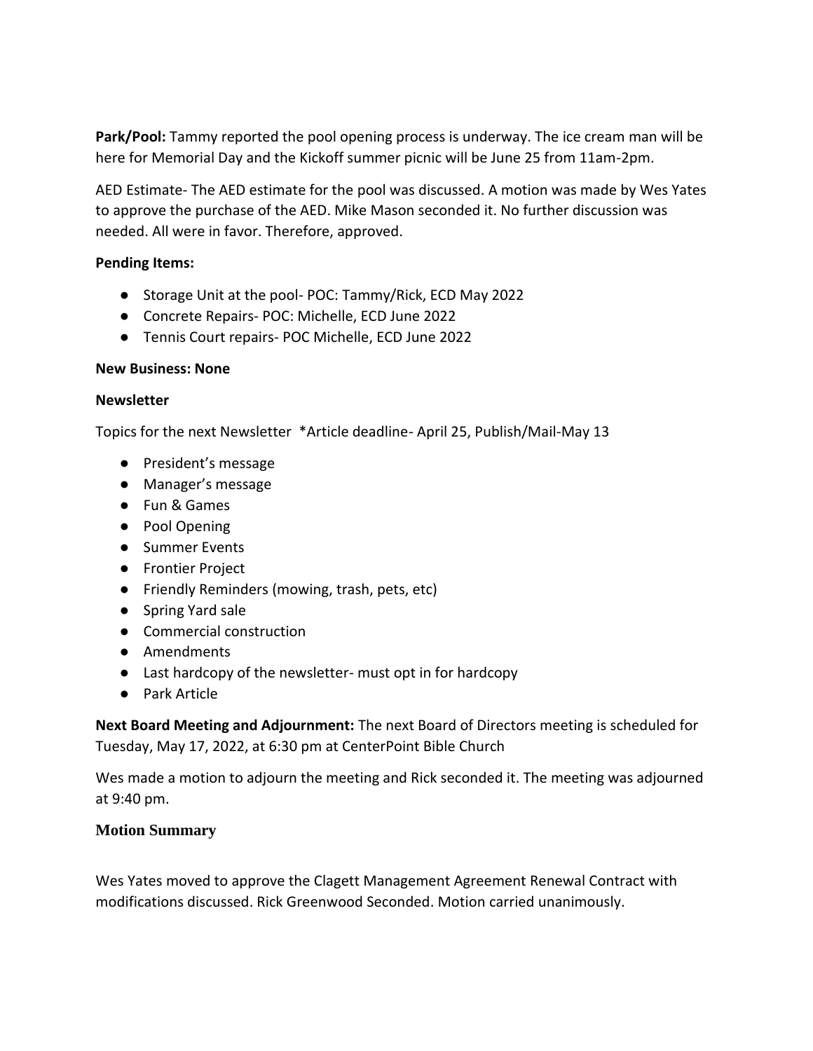**Park/Pool:** Tammy reported the pool opening process is underway. The ice cream man will be here for Memorial Day and the Kickoff summer picnic will be June 25 from 11am-2pm.

AED Estimate- The AED estimate for the pool was discussed. A motion was made by Wes Yates to approve the purchase of the AED. Mike Mason seconded it. No further discussion was needed. All were in favor. Therefore, approved.

**Pending Items:**

- Storage Unit at the pool- POC: Tammy/Rick, ECD May 2022
- Concrete Repairs- POC: Michelle, ECD June 2022
- Tennis Court repairs- POC Michelle, ECD June 2022

**New Business: None**

**Newsletter**

Topics for the next Newsletter *Article deadline- April 25, Publish/Mail-May 13

- President's message
- Manager's message
- Fun & Games
- Pool Opening
- Summer Events
- Frontier Project
- Friendly Reminders (mowing, trash, pets, etc)
- Spring Yard sale
- Commercial construction
- Amendments
- Last hardcopy of the newsletter- must opt in for hardcopy
- Park Article

**Next Board Meeting and Adjournment:** The next Board of Directors meeting is scheduled for Tuesday, May 17, 2022, at 6:30 pm at CenterPoint Bible Church

Wes made a motion to adjourn the meeting and Rick seconded it. The meeting was adjourned at 9:40 pm.

### Motion Summary

Wes Yates moved to approve the Clagett Management Agreement Renewal Contract with modifications discussed. Rick Greenwood Seconded. Motion carried unanimously.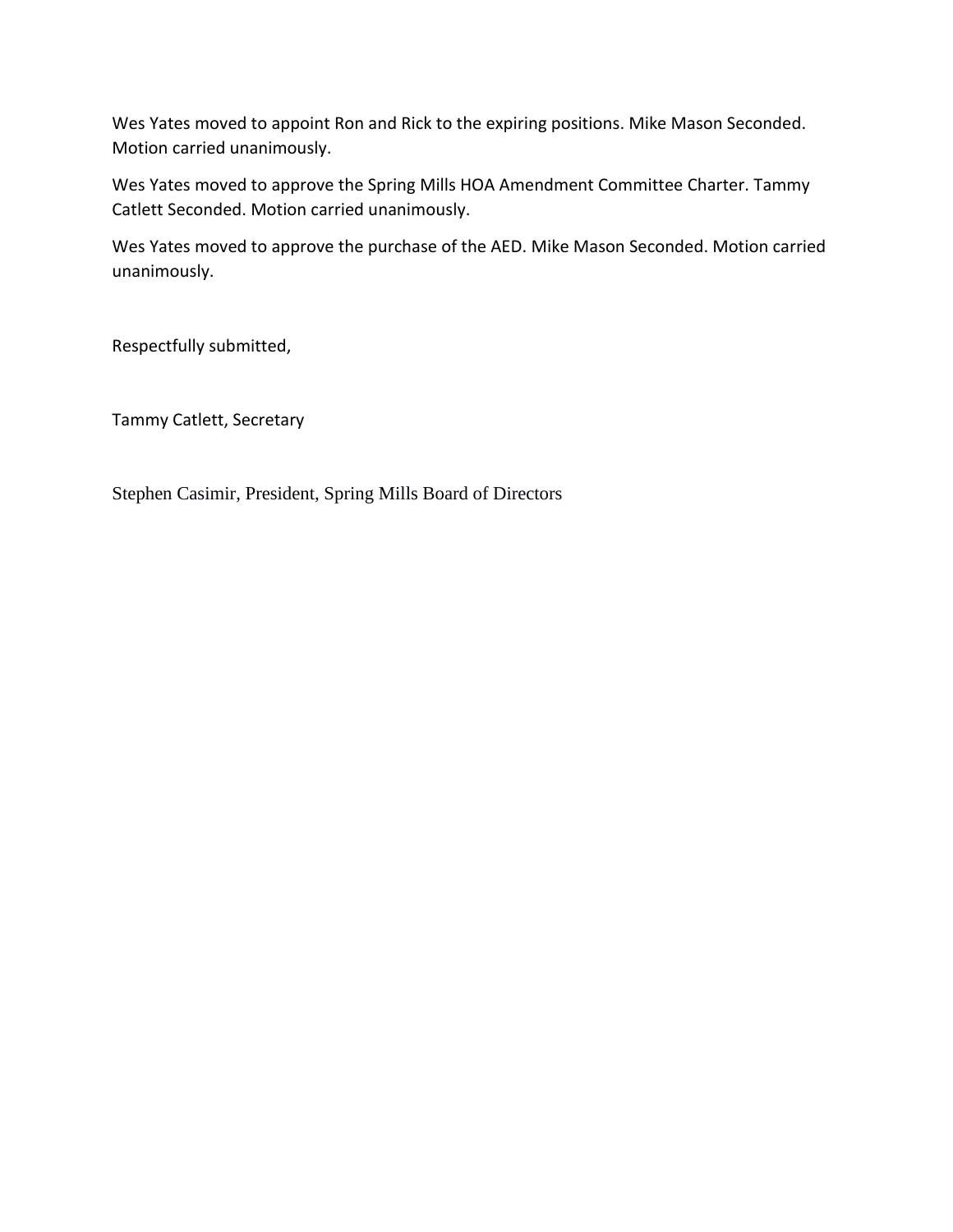Wes Yates moved to appoint Ron and Rick to the expiring positions. Mike Mason Seconded. Motion carried unanimously.

Wes Yates moved to approve the Spring Mills HOA Amendment Committee Charter. Tammy Catlett Seconded. Motion carried unanimously.

Wes Yates moved to approve the purchase of the AED. Mike Mason Seconded. Motion carried unanimously.

Respectfully submitted,

Tammy Catlett, Secretary

Stephen Casimir, President, Spring Mills Board of Directors